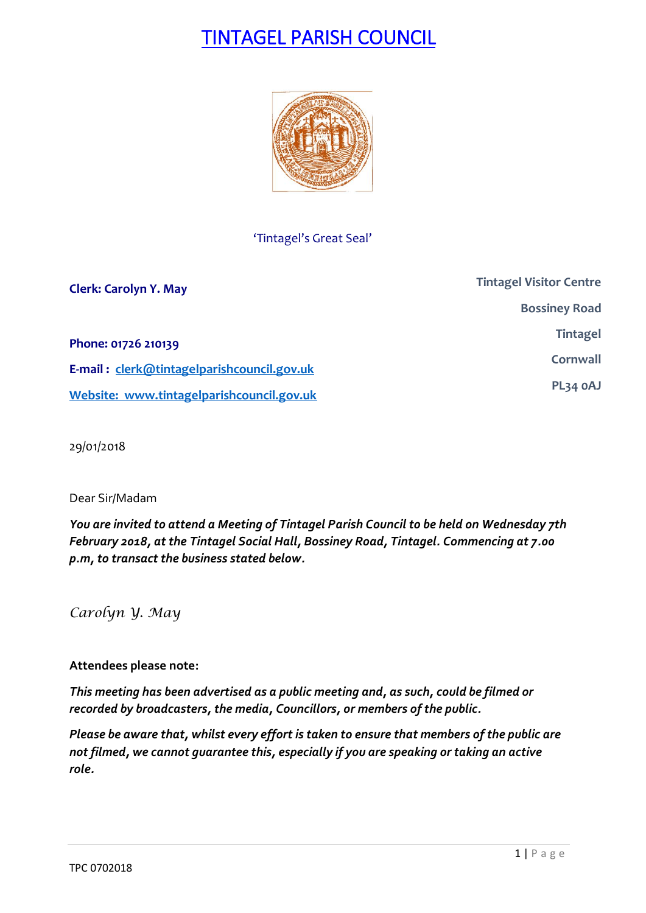# TINTAGEL PARISH COUNCIL

'Tintagel's Great Seal'

**Clerk: Carolyn Y. May**

**Phone: 01726 210139**

**E-mail : clerk@tintagelparishcouncil.gov.uk**

**Website: www.tintagelparishcouncil.gov.uk**

**Tintagel Visitor Centre**
**Bossiney Road**
**Tintagel**
**Cornwall**
**PL34 0AJ**

29/01/2018

Dear Sir/Madam

***You are invited to attend a Meeting of Tintagel Parish Council to be held on Wednesday 7th February 2018, at the Tintagel Social Hall, Bossiney Road, Tintagel. Commencing at 7.00 p.m, to transact the business stated below.***

*Carolyn Y. May*

**Attendees please note:**

***This meeting has been advertised as a public meeting and, as such, could be filmed or recorded by broadcasters, the media, Councillors, or members of the public.***

***Please be aware that, whilst every effort is taken to ensure that members of the public are not filmed, we cannot guarantee this, especially if you are speaking or taking an active role.***

TPC 0702018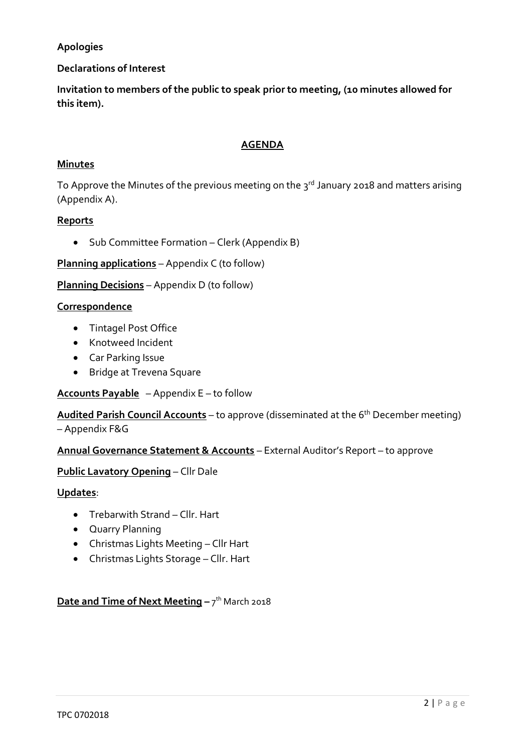**Apologies**

**Declarations of Interest**

**Invitation to members of the public to speak prior to meeting, (10 minutes allowed for this item).**

## AGENDA

**Minutes**

To Approve the Minutes of the previous meeting on the 3rd January 2018 and matters arising (Appendix A).

**Reports**

- Sub Committee Formation – Clerk (Appendix B)

**Planning applications** – Appendix C (to follow)

**Planning Decisions** – Appendix D (to follow)

**Correspondence**

- Tintagel Post Office
- Knotweed Incident
- Car Parking Issue
- Bridge at Trevena Square

**Accounts Payable** – Appendix E – to follow

**Audited Parish Council Accounts** – to approve (disseminated at the 6th December meeting) – Appendix F&G

**Annual Governance Statement & Accounts** – External Auditor's Report – to approve

**Public Lavatory Opening** – Cllr Dale

**Updates**:

- Trebarwith Strand – Cllr. Hart
- Quarry Planning
- Christmas Lights Meeting – Cllr Hart
- Christmas Lights Storage – Cllr. Hart

**Date and Time of Next Meeting** – 7th March 2018

TPC 0702018